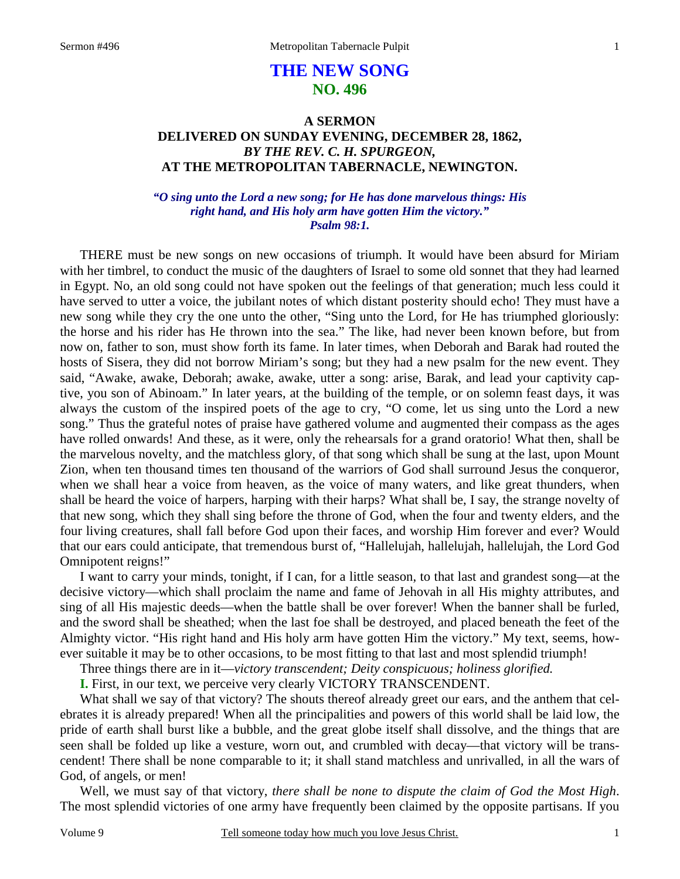# THE NEW SONG
## NO. 496

### A SERMON
### DELIVERED ON SUNDAY EVENING, DECEMBER 28, 1862,
### *BY THE REV. C. H. SPURGEON,*
### AT THE METROPOLITAN TABERNACLE, NEWINGTON.

***"O sing unto the Lord a new song; for He has done marvelous things: His right hand, and His holy arm have gotten Him the victory." Psalm 98:1.***

THERE must be new songs on new occasions of triumph. It would have been absurd for Miriam with her timbrel, to conduct the music of the daughters of Israel to some old sonnet that they had learned in Egypt. No, an old song could not have spoken out the feelings of that generation; much less could it have served to utter a voice, the jubilant notes of which distant posterity should echo! They must have a new song while they cry the one unto the other, "Sing unto the Lord, for He has triumphed gloriously: the horse and his rider has He thrown into the sea." The like, had never been known before, but from now on, father to son, must show forth its fame. In later times, when Deborah and Barak had routed the hosts of Sisera, they did not borrow Miriam's song; but they had a new psalm for the new event. They said, "Awake, awake, Deborah; awake, awake, utter a song: arise, Barak, and lead your captivity captive, you son of Abinoam." In later years, at the building of the temple, or on solemn feast days, it was always the custom of the inspired poets of the age to cry, "O come, let us sing unto the Lord a new song." Thus the grateful notes of praise have gathered volume and augmented their compass as the ages have rolled onwards! And these, as it were, only the rehearsals for a grand oratorio! What then, shall be the marvelous novelty, and the matchless glory, of that song which shall be sung at the last, upon Mount Zion, when ten thousand times ten thousand of the warriors of God shall surround Jesus the conqueror, when we shall hear a voice from heaven, as the voice of many waters, and like great thunders, when shall be heard the voice of harpers, harping with their harps? What shall be, I say, the strange novelty of that new song, which they shall sing before the throne of God, when the four and twenty elders, and the four living creatures, shall fall before God upon their faces, and worship Him forever and ever? Would that our ears could anticipate, that tremendous burst of, "Hallelujah, hallelujah, hallelujah, the Lord God Omnipotent reigns!"

I want to carry your minds, tonight, if I can, for a little season, to that last and grandest song—at the decisive victory—which shall proclaim the name and fame of Jehovah in all His mighty attributes, and sing of all His majestic deeds—when the battle shall be over forever! When the banner shall be furled, and the sword shall be sheathed; when the last foe shall be destroyed, and placed beneath the feet of the Almighty victor. "His right hand and His holy arm have gotten Him the victory." My text, seems, however suitable it may be to other occasions, to be most fitting to that last and most splendid triumph!

Three things there are in it—*victory transcendent; Deity conspicuous; holiness glorified.*

**I.** First, in our text, we perceive very clearly VICTORY TRANSCENDENT.

What shall we say of that victory? The shouts thereof already greet our ears, and the anthem that celebrates it is already prepared! When all the principalities and powers of this world shall be laid low, the pride of earth shall burst like a bubble, and the great globe itself shall dissolve, and the things that are seen shall be folded up like a vesture, worn out, and crumbled with decay—that victory will be transcendent! There shall be none comparable to it; it shall stand matchless and unrivalled, in all the wars of God, of angels, or men!

Well, we must say of that victory, *there shall be none to dispute the claim of God the Most High*. The most splendid victories of one army have frequently been claimed by the opposite partisans. If you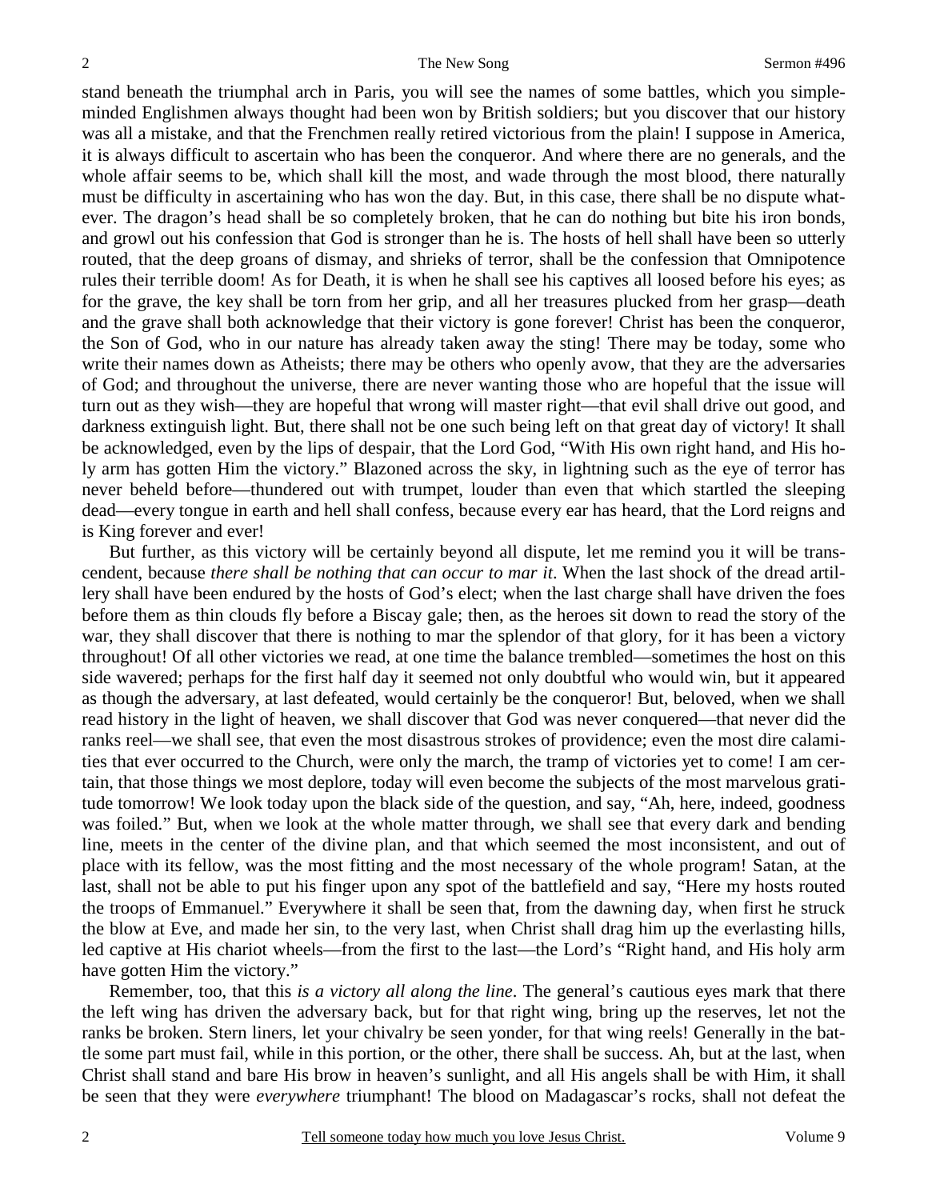stand beneath the triumphal arch in Paris, you will see the names of some battles, which you simple-minded Englishmen always thought had been won by British soldiers; but you discover that our history was all a mistake, and that the Frenchmen really retired victorious from the plain! I suppose in America, it is always difficult to ascertain who has been the conqueror. And where there are no generals, and the whole affair seems to be, which shall kill the most, and wade through the most blood, there naturally must be difficulty in ascertaining who has won the day. But, in this case, there shall be no dispute whatever. The dragon's head shall be so completely broken, that he can do nothing but bite his iron bonds, and growl out his confession that God is stronger than he is. The hosts of hell shall have been so utterly routed, that the deep groans of dismay, and shrieks of terror, shall be the confession that Omnipotence rules their terrible doom! As for Death, it is when he shall see his captives all loosed before his eyes; as for the grave, the key shall be torn from her grip, and all her treasures plucked from her grasp—death and the grave shall both acknowledge that their victory is gone forever! Christ has been the conqueror, the Son of God, who in our nature has already taken away the sting! There may be today, some who write their names down as Atheists; there may be others who openly avow, that they are the adversaries of God; and throughout the universe, there are never wanting those who are hopeful that the issue will turn out as they wish—they are hopeful that wrong will master right—that evil shall drive out good, and darkness extinguish light. But, there shall not be one such being left on that great day of victory! It shall be acknowledged, even by the lips of despair, that the Lord God, "With His own right hand, and His holy arm has gotten Him the victory." Blazoned across the sky, in lightning such as the eye of terror has never beheld before—thundered out with trumpet, louder than even that which startled the sleeping dead—every tongue in earth and hell shall confess, because every ear has heard, that the Lord reigns and is King forever and ever!

But further, as this victory will be certainly beyond all dispute, let me remind you it will be transcendent, because *there shall be nothing that can occur to mar it*. When the last shock of the dread artillery shall have been endured by the hosts of God's elect; when the last charge shall have driven the foes before them as thin clouds fly before a Biscay gale; then, as the heroes sit down to read the story of the war, they shall discover that there is nothing to mar the splendor of that glory, for it has been a victory throughout! Of all other victories we read, at one time the balance trembled—sometimes the host on this side wavered; perhaps for the first half day it seemed not only doubtful who would win, but it appeared as though the adversary, at last defeated, would certainly be the conqueror! But, beloved, when we shall read history in the light of heaven, we shall discover that God was never conquered—that never did the ranks reel—we shall see, that even the most disastrous strokes of providence; even the most dire calamities that ever occurred to the Church, were only the march, the tramp of victories yet to come! I am certain, that those things we most deplore, today will even become the subjects of the most marvelous gratitude tomorrow! We look today upon the black side of the question, and say, "Ah, here, indeed, goodness was foiled." But, when we look at the whole matter through, we shall see that every dark and bending line, meets in the center of the divine plan, and that which seemed the most inconsistent, and out of place with its fellow, was the most fitting and the most necessary of the whole program! Satan, at the last, shall not be able to put his finger upon any spot of the battlefield and say, "Here my hosts routed the troops of Emmanuel." Everywhere it shall be seen that, from the dawning day, when first he struck the blow at Eve, and made her sin, to the very last, when Christ shall drag him up the everlasting hills, led captive at His chariot wheels—from the first to the last—the Lord's "Right hand, and His holy arm have gotten Him the victory."

Remember, too, that this *is a victory all along the line*. The general's cautious eyes mark that there the left wing has driven the adversary back, but for that right wing, bring up the reserves, let not the ranks be broken. Stern liners, let your chivalry be seen yonder, for that wing reels! Generally in the battle some part must fail, while in this portion, or the other, there shall be success. Ah, but at the last, when Christ shall stand and bare His brow in heaven's sunlight, and all His angels shall be with Him, it shall be seen that they were *everywhere* triumphant! The blood on Madagascar's rocks, shall not defeat the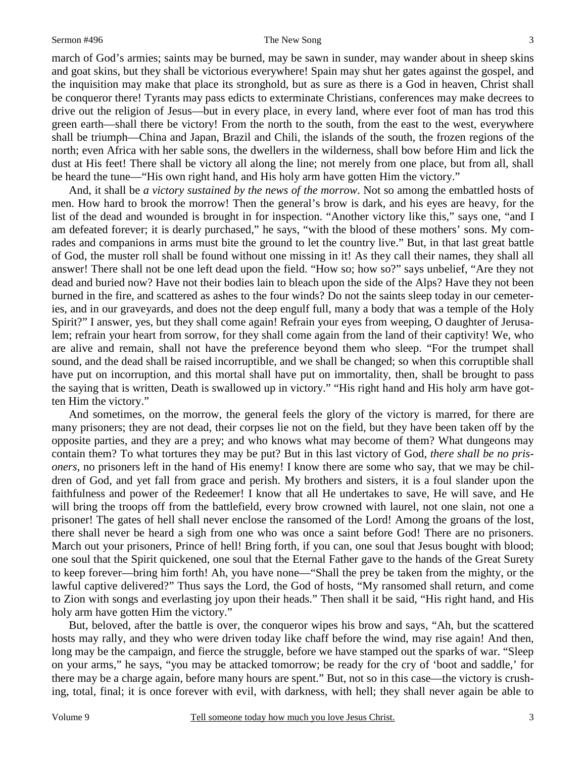march of God's armies; saints may be burned, may be sawn in sunder, may wander about in sheep skins and goat skins, but they shall be victorious everywhere! Spain may shut her gates against the gospel, and the inquisition may make that place its stronghold, but as sure as there is a God in heaven, Christ shall be conqueror there! Tyrants may pass edicts to exterminate Christians, conferences may make decrees to drive out the religion of Jesus—but in every place, in every land, where ever foot of man has trod this green earth—shall there be victory! From the north to the south, from the east to the west, everywhere shall be triumph—China and Japan, Brazil and Chili, the islands of the south, the frozen regions of the north; even Africa with her sable sons, the dwellers in the wilderness, shall bow before Him and lick the dust at His feet! There shall be victory all along the line; not merely from one place, but from all, shall be heard the tune—"His own right hand, and His holy arm have gotten Him the victory."

And, it shall be *a victory sustained by the news of the morrow*. Not so among the embattled hosts of men. How hard to brook the morrow! Then the general's brow is dark, and his eyes are heavy, for the list of the dead and wounded is brought in for inspection. "Another victory like this," says one, "and I am defeated forever; it is dearly purchased," he says, "with the blood of these mothers' sons. My comrades and companions in arms must bite the ground to let the country live." But, in that last great battle of God, the muster roll shall be found without one missing in it! As they call their names, they shall all answer! There shall not be one left dead upon the field. "How so; how so?" says unbelief, "Are they not dead and buried now? Have not their bodies lain to bleach upon the side of the Alps? Have they not been burned in the fire, and scattered as ashes to the four winds? Do not the saints sleep today in our cemeteries, and in our graveyards, and does not the deep engulf full, many a body that was a temple of the Holy Spirit?" I answer, yes, but they shall come again! Refrain your eyes from weeping, O daughter of Jerusalem; refrain your heart from sorrow, for they shall come again from the land of their captivity! We, who are alive and remain, shall not have the preference beyond them who sleep. "For the trumpet shall sound, and the dead shall be raised incorruptible, and we shall be changed; so when this corruptible shall have put on incorruption, and this mortal shall have put on immortality, then, shall be brought to pass the saying that is written, Death is swallowed up in victory." "His right hand and His holy arm have gotten Him the victory."

And sometimes, on the morrow, the general feels the glory of the victory is marred, for there are many prisoners; they are not dead, their corpses lie not on the field, but they have been taken off by the opposite parties, and they are a prey; and who knows what may become of them? What dungeons may contain them? To what tortures they may be put? But in this last victory of God, *there shall be no prisoners*, no prisoners left in the hand of His enemy! I know there are some who say, that we may be children of God, and yet fall from grace and perish. My brothers and sisters, it is a foul slander upon the faithfulness and power of the Redeemer! I know that all He undertakes to save, He will save, and He will bring the troops off from the battlefield, every brow crowned with laurel, not one slain, not one a prisoner! The gates of hell shall never enclose the ransomed of the Lord! Among the groans of the lost, there shall never be heard a sigh from one who was once a saint before God! There are no prisoners. March out your prisoners, Prince of hell! Bring forth, if you can, one soul that Jesus bought with blood; one soul that the Spirit quickened, one soul that the Eternal Father gave to the hands of the Great Surety to keep forever—bring him forth! Ah, you have none—"Shall the prey be taken from the mighty, or the lawful captive delivered?" Thus says the Lord, the God of hosts, "My ransomed shall return, and come to Zion with songs and everlasting joy upon their heads." Then shall it be said, "His right hand, and His holy arm have gotten Him the victory."

But, beloved, after the battle is over, the conqueror wipes his brow and says, "Ah, but the scattered hosts may rally, and they who were driven today like chaff before the wind, may rise again! And then, long may be the campaign, and fierce the struggle, before we have stamped out the sparks of war. "Sleep on your arms," he says, "you may be attacked tomorrow; be ready for the cry of 'boot and saddle,' for there may be a charge again, before many hours are spent." But, not so in this case—the victory is crushing, total, final; it is once forever with evil, with darkness, with hell; they shall never again be able to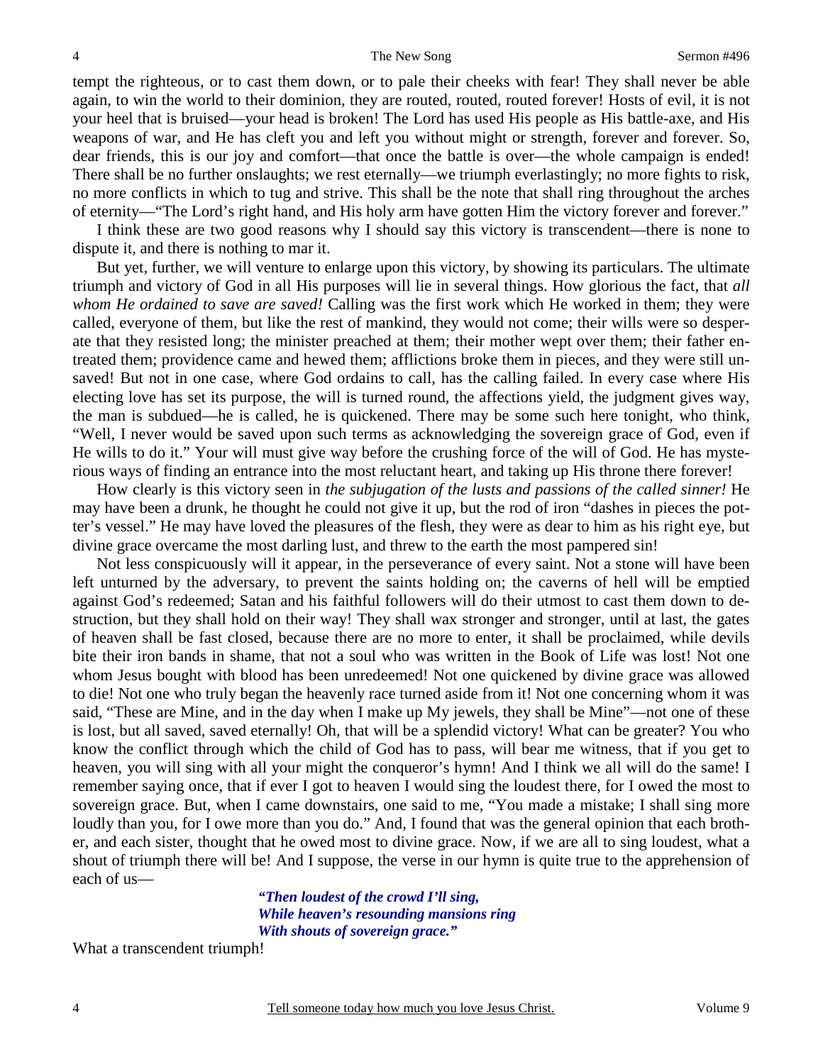tempt the righteous, or to cast them down, or to pale their cheeks with fear! They shall never be able again, to win the world to their dominion, they are routed, routed, routed forever! Hosts of evil, it is not your heel that is bruised—your head is broken! The Lord has used His people as His battle-axe, and His weapons of war, and He has cleft you and left you without might or strength, forever and forever. So, dear friends, this is our joy and comfort—that once the battle is over—the whole campaign is ended! There shall be no further onslaughts; we rest eternally—we triumph everlastingly; no more fights to risk, no more conflicts in which to tug and strive. This shall be the note that shall ring throughout the arches of eternity—"The Lord's right hand, and His holy arm have gotten Him the victory forever and forever."

I think these are two good reasons why I should say this victory is transcendent—there is none to dispute it, and there is nothing to mar it.

But yet, further, we will venture to enlarge upon this victory, by showing its particulars. The ultimate triumph and victory of God in all His purposes will lie in several things. How glorious the fact, that *all whom He ordained to save are saved!* Calling was the first work which He worked in them; they were called, everyone of them, but like the rest of mankind, they would not come; their wills were so desperate that they resisted long; the minister preached at them; their mother wept over them; their father entreated them; providence came and hewed them; afflictions broke them in pieces, and they were still unsaved! But not in one case, where God ordains to call, has the calling failed. In every case where His electing love has set its purpose, the will is turned round, the affections yield, the judgment gives way, the man is subdued—he is called, he is quickened. There may be some such here tonight, who think, "Well, I never would be saved upon such terms as acknowledging the sovereign grace of God, even if He wills to do it." Your will must give way before the crushing force of the will of God. He has mysterious ways of finding an entrance into the most reluctant heart, and taking up His throne there forever!

How clearly is this victory seen in *the subjugation of the lusts and passions of the called sinner!* He may have been a drunk, he thought he could not give it up, but the rod of iron "dashes in pieces the potter's vessel." He may have loved the pleasures of the flesh, they were as dear to him as his right eye, but divine grace overcame the most darling lust, and threw to the earth the most pampered sin!

Not less conspicuously will it appear, in the perseverance of every saint. Not a stone will have been left unturned by the adversary, to prevent the saints holding on; the caverns of hell will be emptied against God's redeemed; Satan and his faithful followers will do their utmost to cast them down to destruction, but they shall hold on their way! They shall wax stronger and stronger, until at last, the gates of heaven shall be fast closed, because there are no more to enter, it shall be proclaimed, while devils bite their iron bands in shame, that not a soul who was written in the Book of Life was lost! Not one whom Jesus bought with blood has been unredeemed! Not one quickened by divine grace was allowed to die! Not one who truly began the heavenly race turned aside from it! Not one concerning whom it was said, "These are Mine, and in the day when I make up My jewels, they shall be Mine"—not one of these is lost, but all saved, saved eternally! Oh, that will be a splendid victory! What can be greater? You who know the conflict through which the child of God has to pass, will bear me witness, that if you get to heaven, you will sing with all your might the conqueror's hymn! And I think we all will do the same! I remember saying once, that if ever I got to heaven I would sing the loudest there, for I owed the most to sovereign grace. But, when I came downstairs, one said to me, "You made a mistake; I shall sing more loudly than you, for I owe more than you do." And, I found that was the general opinion that each brother, and each sister, thought that he owed most to divine grace. Now, if we are all to sing loudest, what a shout of triumph there will be! And I suppose, the verse in our hymn is quite true to the apprehension of each of us—

> ***"Then loudest of the crowd I'll sing,***
> ***While heaven's resounding mansions ring***
> ***With shouts of sovereign grace."***

What a transcendent triumph!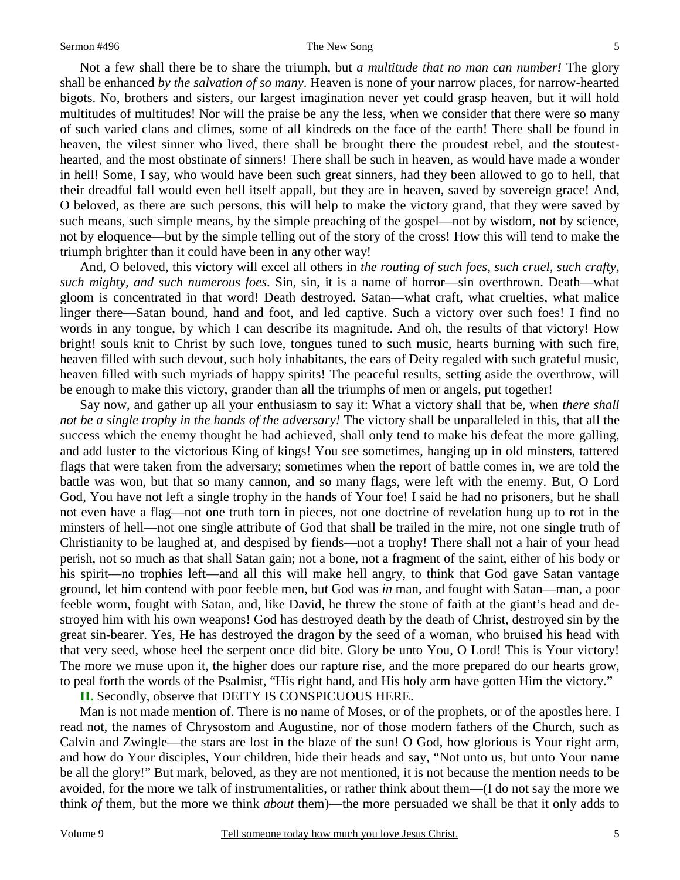Not a few shall there be to share the triumph, but *a multitude that no man can number!* The glory shall be enhanced *by the salvation of so many*. Heaven is none of your narrow places, for narrow-hearted bigots. No, brothers and sisters, our largest imagination never yet could grasp heaven, but it will hold multitudes of multitudes! Nor will the praise be any the less, when we consider that there were so many of such varied clans and climes, some of all kindreds on the face of the earth! There shall be found in heaven, the vilest sinner who lived, there shall be brought there the proudest rebel, and the stoutest-hearted, and the most obstinate of sinners! There shall be such in heaven, as would have made a wonder in hell! Some, I say, who would have been such great sinners, had they been allowed to go to hell, that their dreadful fall would even hell itself appall, but they are in heaven, saved by sovereign grace! And, O beloved, as there are such persons, this will help to make the victory grand, that they were saved by such means, such simple means, by the simple preaching of the gospel—not by wisdom, not by science, not by eloquence—but by the simple telling out of the story of the cross! How this will tend to make the triumph brighter than it could have been in any other way!

And, O beloved, this victory will excel all others in *the routing of such foes, such cruel, such crafty, such mighty, and such numerous foes*. Sin, sin, it is a name of horror—sin overthrown. Death—what gloom is concentrated in that word! Death destroyed. Satan—what craft, what cruelties, what malice linger there—Satan bound, hand and foot, and led captive. Such a victory over such foes! I find no words in any tongue, by which I can describe its magnitude. And oh, the results of that victory! How bright! souls knit to Christ by such love, tongues tuned to such music, hearts burning with such fire, heaven filled with such devout, such holy inhabitants, the ears of Deity regaled with such grateful music, heaven filled with such myriads of happy spirits! The peaceful results, setting aside the overthrow, will be enough to make this victory, grander than all the triumphs of men or angels, put together!

Say now, and gather up all your enthusiasm to say it: What a victory shall that be, when *there shall not be a single trophy in the hands of the adversary!* The victory shall be unparalleled in this, that all the success which the enemy thought he had achieved, shall only tend to make his defeat the more galling, and add luster to the victorious King of kings! You see sometimes, hanging up in old minsters, tattered flags that were taken from the adversary; sometimes when the report of battle comes in, we are told the battle was won, but that so many cannon, and so many flags, were left with the enemy. But, O Lord God, You have not left a single trophy in the hands of Your foe! I said he had no prisoners, but he shall not even have a flag—not one truth torn in pieces, not one doctrine of revelation hung up to rot in the minsters of hell—not one single attribute of God that shall be trailed in the mire, not one single truth of Christianity to be laughed at, and despised by fiends—not a trophy! There shall not a hair of your head perish, not so much as that shall Satan gain; not a bone, not a fragment of the saint, either of his body or his spirit—no trophies left—and all this will make hell angry, to think that God gave Satan vantage ground, let him contend with poor feeble men, but God was *in* man, and fought with Satan—man, a poor feeble worm, fought with Satan, and, like David, he threw the stone of faith at the giant's head and destroyed him with his own weapons! God has destroyed death by the death of Christ, destroyed sin by the great sin-bearer. Yes, He has destroyed the dragon by the seed of a woman, who bruised his head with that very seed, whose heel the serpent once did bite. Glory be unto You, O Lord! This is Your victory! The more we muse upon it, the higher does our rapture rise, and the more prepared do our hearts grow, to peal forth the words of the Psalmist, "His right hand, and His holy arm have gotten Him the victory."

**II.** Secondly, observe that DEITY IS CONSPICUOUS HERE.

Man is not made mention of. There is no name of Moses, or of the prophets, or of the apostles here. I read not, the names of Chrysostom and Augustine, nor of those modern fathers of the Church, such as Calvin and Zwingle—the stars are lost in the blaze of the sun! O God, how glorious is Your right arm, and how do Your disciples, Your children, hide their heads and say, "Not unto us, but unto Your name be all the glory!" But mark, beloved, as they are not mentioned, it is not because the mention needs to be avoided, for the more we talk of instrumentalities, or rather think about them—(I do not say the more we think *of* them, but the more we think *about* them)—the more persuaded we shall be that it only adds to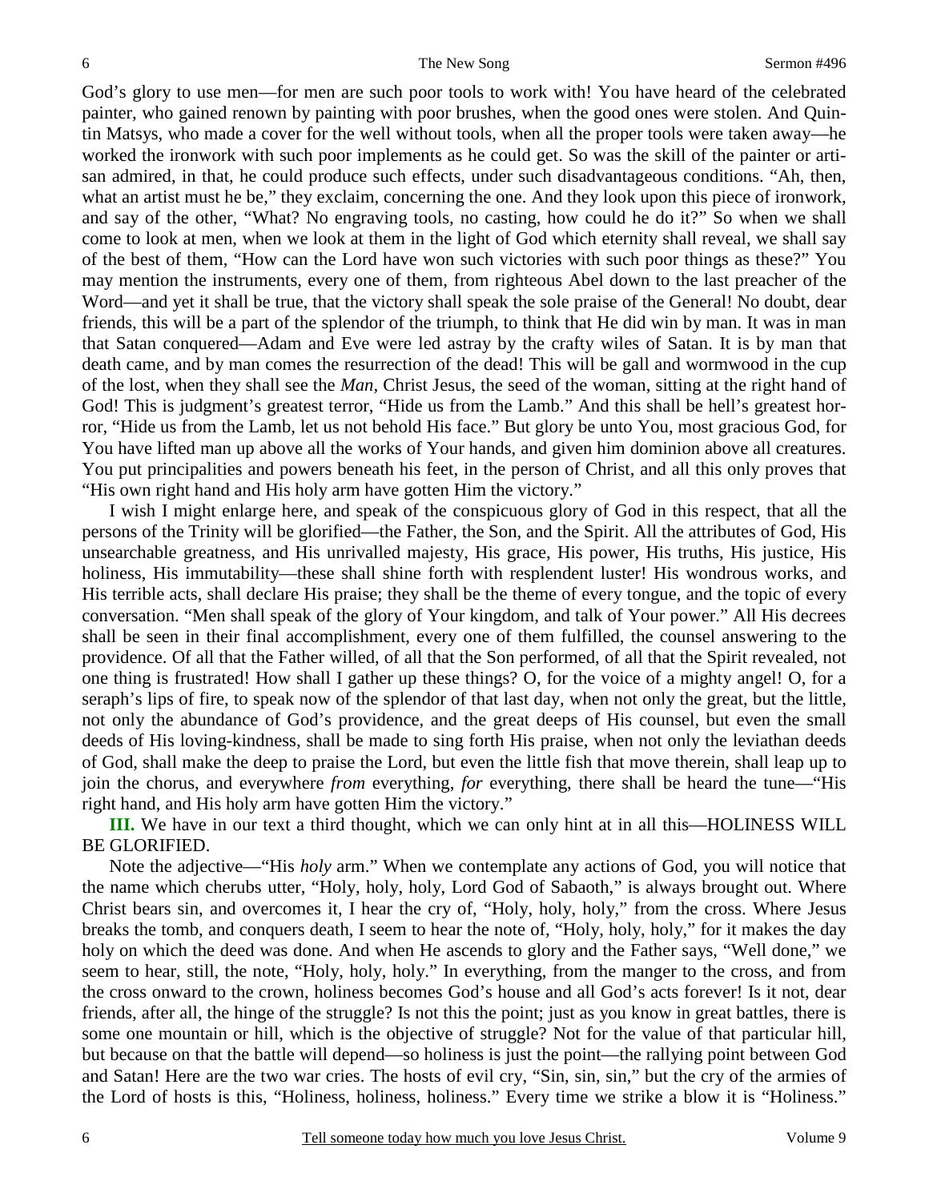God's glory to use men—for men are such poor tools to work with! You have heard of the celebrated painter, who gained renown by painting with poor brushes, when the good ones were stolen. And Quintin Matsys, who made a cover for the well without tools, when all the proper tools were taken away—he worked the ironwork with such poor implements as he could get. So was the skill of the painter or artisan admired, in that, he could produce such effects, under such disadvantageous conditions. "Ah, then, what an artist must he be," they exclaim, concerning the one. And they look upon this piece of ironwork, and say of the other, "What? No engraving tools, no casting, how could he do it?" So when we shall come to look at men, when we look at them in the light of God which eternity shall reveal, we shall say of the best of them, "How can the Lord have won such victories with such poor things as these?" You may mention the instruments, every one of them, from righteous Abel down to the last preacher of the Word—and yet it shall be true, that the victory shall speak the sole praise of the General! No doubt, dear friends, this will be a part of the splendor of the triumph, to think that He did win by man. It was in man that Satan conquered—Adam and Eve were led astray by the crafty wiles of Satan. It is by man that death came, and by man comes the resurrection of the dead! This will be gall and wormwood in the cup of the lost, when they shall see the *Man,* Christ Jesus, the seed of the woman, sitting at the right hand of God! This is judgment's greatest terror, "Hide us from the Lamb." And this shall be hell's greatest horror, "Hide us from the Lamb, let us not behold His face." But glory be unto You, most gracious God, for You have lifted man up above all the works of Your hands, and given him dominion above all creatures. You put principalities and powers beneath his feet, in the person of Christ, and all this only proves that "His own right hand and His holy arm have gotten Him the victory."

I wish I might enlarge here, and speak of the conspicuous glory of God in this respect, that all the persons of the Trinity will be glorified—the Father, the Son, and the Spirit. All the attributes of God, His unsearchable greatness, and His unrivalled majesty, His grace, His power, His truths, His justice, His holiness, His immutability—these shall shine forth with resplendent luster! His wondrous works, and His terrible acts, shall declare His praise; they shall be the theme of every tongue, and the topic of every conversation. "Men shall speak of the glory of Your kingdom, and talk of Your power." All His decrees shall be seen in their final accomplishment, every one of them fulfilled, the counsel answering to the providence. Of all that the Father willed, of all that the Son performed, of all that the Spirit revealed, not one thing is frustrated! How shall I gather up these things? O, for the voice of a mighty angel! O, for a seraph's lips of fire, to speak now of the splendor of that last day, when not only the great, but the little, not only the abundance of God's providence, and the great deeps of His counsel, but even the small deeds of His loving-kindness, shall be made to sing forth His praise, when not only the leviathan deeds of God, shall make the deep to praise the Lord, but even the little fish that move therein, shall leap up to join the chorus, and everywhere *from* everything, *for* everything, there shall be heard the tune—"His right hand, and His holy arm have gotten Him the victory."

**III.** We have in our text a third thought, which we can only hint at in all this—HOLINESS WILL BE GLORIFIED.

Note the adjective—"His *holy* arm." When we contemplate any actions of God, you will notice that the name which cherubs utter, "Holy, holy, holy, Lord God of Sabaoth," is always brought out. Where Christ bears sin, and overcomes it, I hear the cry of, "Holy, holy, holy," from the cross. Where Jesus breaks the tomb, and conquers death, I seem to hear the note of, "Holy, holy, holy," for it makes the day holy on which the deed was done. And when He ascends to glory and the Father says, "Well done," we seem to hear, still, the note, "Holy, holy, holy." In everything, from the manger to the cross, and from the cross onward to the crown, holiness becomes God's house and all God's acts forever! Is it not, dear friends, after all, the hinge of the struggle? Is not this the point; just as you know in great battles, there is some one mountain or hill, which is the objective of struggle? Not for the value of that particular hill, but because on that the battle will depend—so holiness is just the point—the rallying point between God and Satan! Here are the two war cries. The hosts of evil cry, "Sin, sin, sin," but the cry of the armies of the Lord of hosts is this, "Holiness, holiness, holiness." Every time we strike a blow it is "Holiness."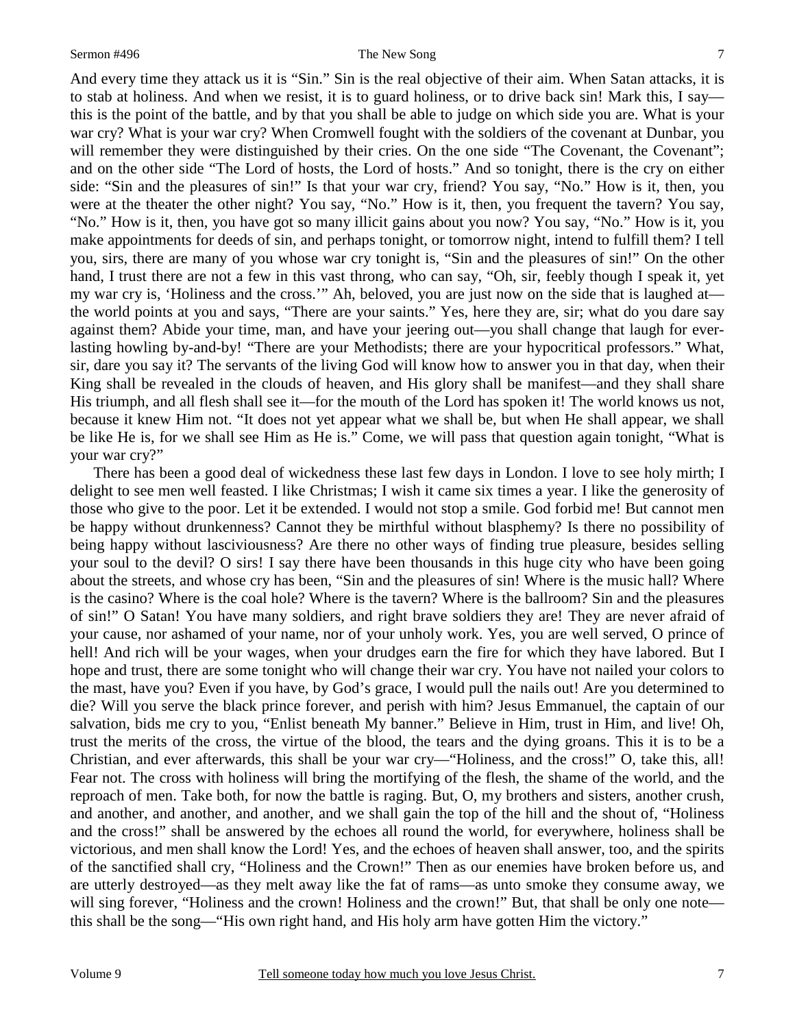And every time they attack us it is "Sin." Sin is the real objective of their aim. When Satan attacks, it is to stab at holiness. And when we resist, it is to guard holiness, or to drive back sin! Mark this, I say—this is the point of the battle, and by that you shall be able to judge on which side you are. What is your war cry? What is your war cry? When Cromwell fought with the soldiers of the covenant at Dunbar, you will remember they were distinguished by their cries. On the one side "The Covenant, the Covenant"; and on the other side "The Lord of hosts, the Lord of hosts." And so tonight, there is the cry on either side: "Sin and the pleasures of sin!" Is that your war cry, friend? You say, "No." How is it, then, you were at the theater the other night? You say, "No." How is it, then, you frequent the tavern? You say, "No." How is it, then, you have got so many illicit gains about you now? You say, "No." How is it, you make appointments for deeds of sin, and perhaps tonight, or tomorrow night, intend to fulfill them? I tell you, sirs, there are many of you whose war cry tonight is, "Sin and the pleasures of sin!" On the other hand, I trust there are not a few in this vast throng, who can say, "Oh, sir, feebly though I speak it, yet my war cry is, 'Holiness and the cross.'" Ah, beloved, you are just now on the side that is laughed at—the world points at you and says, "There are your saints." Yes, here they are, sir; what do you dare say against them? Abide your time, man, and have your jeering out—you shall change that laugh for everlasting howling by-and-by! "There are your Methodists; there are your hypocritical professors." What, sir, dare you say it? The servants of the living God will know how to answer you in that day, when their King shall be revealed in the clouds of heaven, and His glory shall be manifest—and they shall share His triumph, and all flesh shall see it—for the mouth of the Lord has spoken it! The world knows us not, because it knew Him not. "It does not yet appear what we shall be, but when He shall appear, we shall be like He is, for we shall see Him as He is." Come, we will pass that question again tonight, "What is your war cry?"

There has been a good deal of wickedness these last few days in London. I love to see holy mirth; I delight to see men well feasted. I like Christmas; I wish it came six times a year. I like the generosity of those who give to the poor. Let it be extended. I would not stop a smile. God forbid me! But cannot men be happy without drunkenness? Cannot they be mirthful without blasphemy? Is there no possibility of being happy without lasciviousness? Are there no other ways of finding true pleasure, besides selling your soul to the devil? O sirs! I say there have been thousands in this huge city who have been going about the streets, and whose cry has been, "Sin and the pleasures of sin! Where is the music hall? Where is the casino? Where is the coal hole? Where is the tavern? Where is the ballroom? Sin and the pleasures of sin!" O Satan! You have many soldiers, and right brave soldiers they are! They are never afraid of your cause, nor ashamed of your name, nor of your unholy work. Yes, you are well served, O prince of hell! And rich will be your wages, when your drudges earn the fire for which they have labored. But I hope and trust, there are some tonight who will change their war cry. You have not nailed your colors to the mast, have you? Even if you have, by God's grace, I would pull the nails out! Are you determined to die? Will you serve the black prince forever, and perish with him? Jesus Emmanuel, the captain of our salvation, bids me cry to you, "Enlist beneath My banner." Believe in Him, trust in Him, and live! Oh, trust the merits of the cross, the virtue of the blood, the tears and the dying groans. This it is to be a Christian, and ever afterwards, this shall be your war cry—"Holiness, and the cross!" O, take this, all! Fear not. The cross with holiness will bring the mortifying of the flesh, the shame of the world, and the reproach of men. Take both, for now the battle is raging. But, O, my brothers and sisters, another crush, and another, and another, and another, and we shall gain the top of the hill and the shout of, "Holiness and the cross!" shall be answered by the echoes all round the world, for everywhere, holiness shall be victorious, and men shall know the Lord! Yes, and the echoes of heaven shall answer, too, and the spirits of the sanctified shall cry, "Holiness and the Crown!" Then as our enemies have broken before us, and are utterly destroyed—as they melt away like the fat of rams—as unto smoke they consume away, we will sing forever, "Holiness and the crown! Holiness and the crown!" But, that shall be only one note—this shall be the song—"His own right hand, and His holy arm have gotten Him the victory."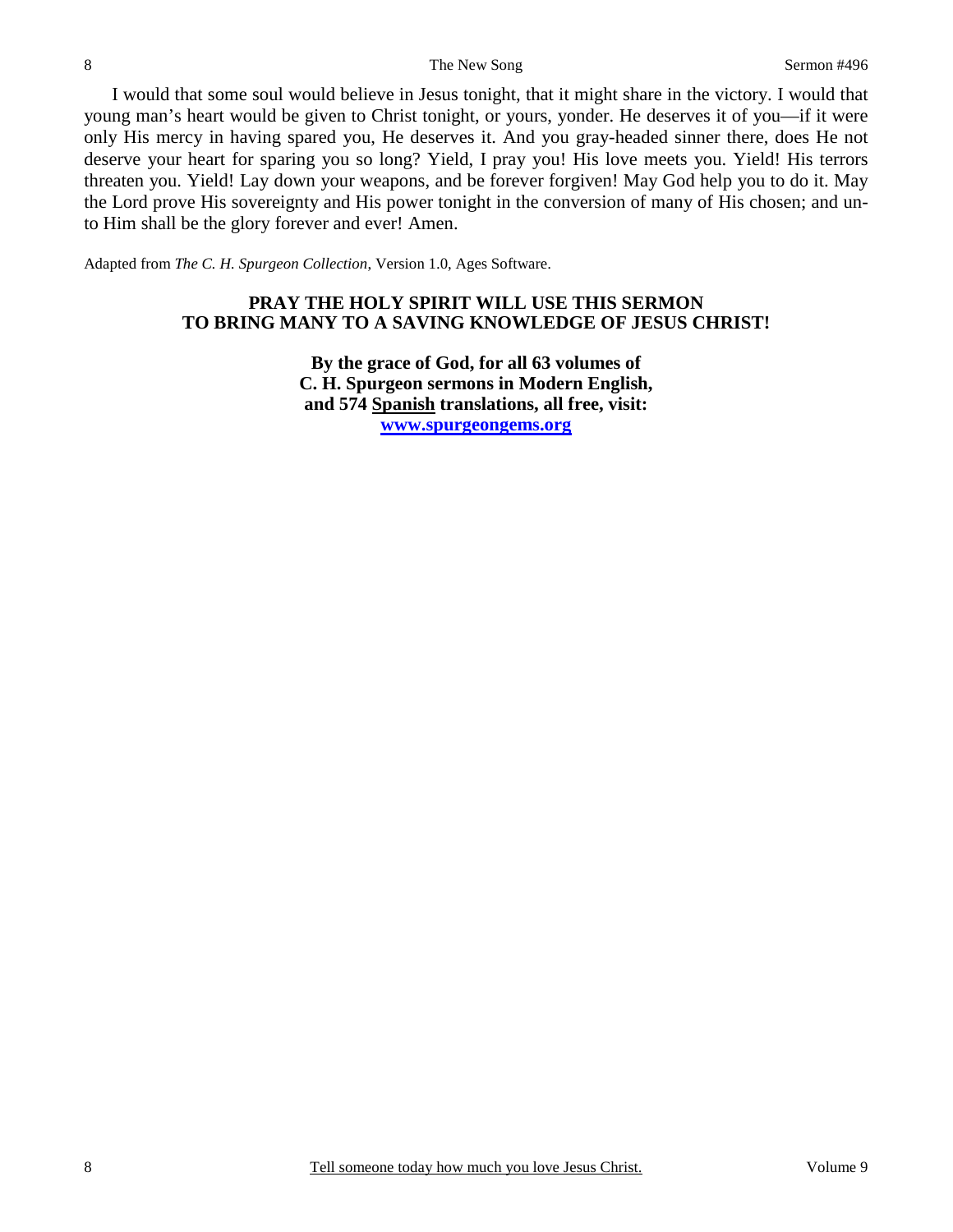I would that some soul would believe in Jesus tonight, that it might share in the victory. I would that young man's heart would be given to Christ tonight, or yours, yonder. He deserves it of you—if it were only His mercy in having spared you, He deserves it. And you gray-headed sinner there, does He not deserve your heart for sparing you so long? Yield, I pray you! His love meets you. Yield! His terrors threaten you. Yield! Lay down your weapons, and be forever forgiven! May God help you to do it. May the Lord prove His sovereignty and His power tonight in the conversion of many of His chosen; and unto Him shall be the glory forever and ever! Amen.

Adapted from *The C. H. Spurgeon Collection*, Version 1.0, Ages Software.

**PRAY THE HOLY SPIRIT WILL USE THIS SERMON TO BRING MANY TO A SAVING KNOWLEDGE OF JESUS CHRIST!**

**By the grace of God, for all 63 volumes of C. H. Spurgeon sermons in Modern English, and 574 Spanish translations, all free, visit: www.spurgeongems.org**

Tell someone today how much you love Jesus Christ.